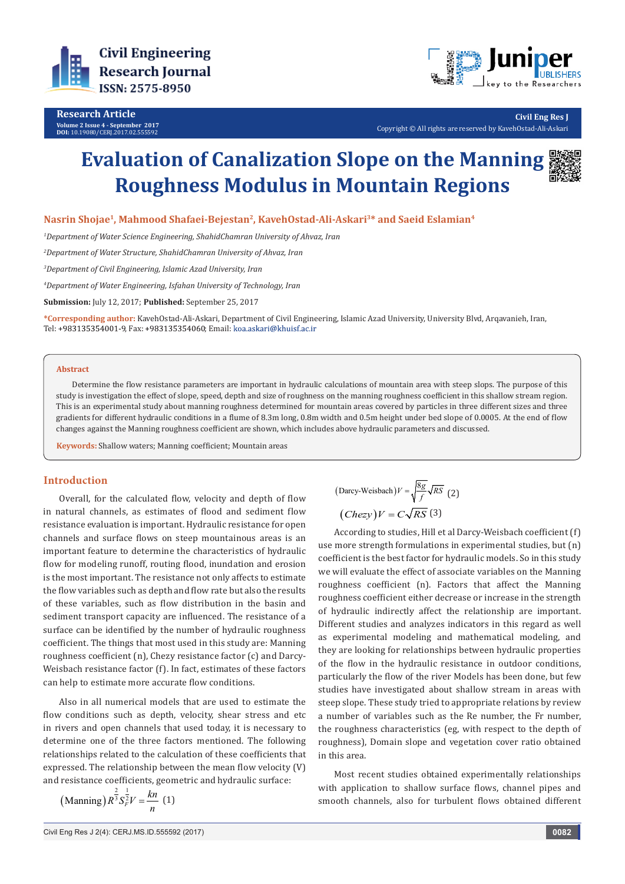Research Article

Volume 2 Issue 4 - September 2017
DOI: 10.19080/CERJ.2017.02.555592

Civil Eng Res J

Copyright © All rights are reserved by KavehOstad-Ali-Askari

# Evaluation of Canalization Slope on the Manning Roughness Modulus in Mountain Regions

**Nasrin Shojae[1], Mahmood Shafaei-Bejestan[2], KavehOstad-Ali-Askari[3]* and Saeid Eslamian[4]**

*[1]Department of Water Science Engineering, ShahidChamran University of Ahvaz, Iran*

*[2]Department of Water Structure, ShahidChamran University of Ahvaz, Iran*

*[3]Department of Civil Engineering, Islamic Azad University, Iran*

*[4]Department of Water Engineering, Isfahan University of Technology, Iran*

**Submission:** July 12, 2017; **Published:** September 25, 2017

***Corresponding author:** KavehOstad-Ali-Askari, Department of Civil Engineering, Islamic Azad University, University Blvd, Arqavanieh, Iran, Tel: +983135354001-9, Fax: +983135354060; Email: koa.askari@khuisf.ac.ir

## Abstract

Determine the flow resistance parameters are important in hydraulic calculations of mountain area with steep slops. The purpose of this study is investigation the effect of slope, speed, depth and size of roughness on the manning roughness coefficient in this shallow stream region. This is an experimental study about manning roughness determined for mountain areas covered by particles in three different sizes and three gradients for different hydraulic conditions in a flume of 8.3m long, 0.8m width and 0.5m height under bed slope of 0.0005. At the end of flow changes against the Manning roughness coefficient are shown, which includes above hydraulic parameters and discussed.

**Keywords:** Shallow waters; Manning coefficient; Mountain areas

## Introduction

Overall, for the calculated flow, velocity and depth of flow in natural channels, as estimates of flood and sediment flow resistance evaluation is important. Hydraulic resistance for open channels and surface flows on steep mountainous areas is an important feature to determine the characteristics of hydraulic flow for modeling runoff, routing flood, inundation and erosion is the most important. The resistance not only affects to estimate the flow variables such as depth and flow rate but also the results of these variables, such as flow distribution in the basin and sediment transport capacity are influenced. The resistance of a surface can be identified by the number of hydraulic roughness coefficient. The things that most used in this study are: Manning roughness coefficient (n), Chezy resistance factor (c) and Darcy-Weisbach resistance factor (f). In fact, estimates of these factors can help to estimate more accurate flow conditions.

Also in all numerical models that are used to estimate the flow conditions such as depth, velocity, shear stress and etc in rivers and open channels that used today, it is necessary to determine one of the three factors mentioned. The following relationships related to the calculation of these coefficients that expressed. The relationship between the mean flow velocity (V) and resistance coefficients, geometric and hydraulic surface:

$$(\text{Manning})\, R^{\frac{2}{3}} S_F^{\frac{1}{2}} V = \frac{kn}{n} \quad (1)$$

$$(\text{Darcy-Weisbach})\, V = \sqrt{\frac{8g}{f}}\sqrt{RS} \quad (2)$$

$$(Chezy)\, V = C\sqrt{RS} \quad (3)$$

According to studies, Hill et al Darcy-Weisbach coefficient (f) use more strength formulations in experimental studies, but (n) coefficient is the best factor for hydraulic models. So in this study we will evaluate the effect of associate variables on the Manning roughness coefficient (n). Factors that affect the Manning roughness coefficient either decrease or increase in the strength of hydraulic indirectly affect the relationship are important. Different studies and analyzes indicators in this regard as well as experimental modeling and mathematical modeling, and they are looking for relationships between hydraulic properties of the flow in the hydraulic resistance in outdoor conditions, particularly the flow of the river Models has been done, but few studies have investigated about shallow stream in areas with steep slope. These study tried to appropriate relations by review a number of variables such as the Re number, the Fr number, the roughness characteristics (eg, with respect to the depth of roughness), Domain slope and vegetation cover ratio obtained in this area.

Most recent studies obtained experimentally relationships with application to shallow surface flows, channel pipes and smooth channels, also for turbulent flows obtained different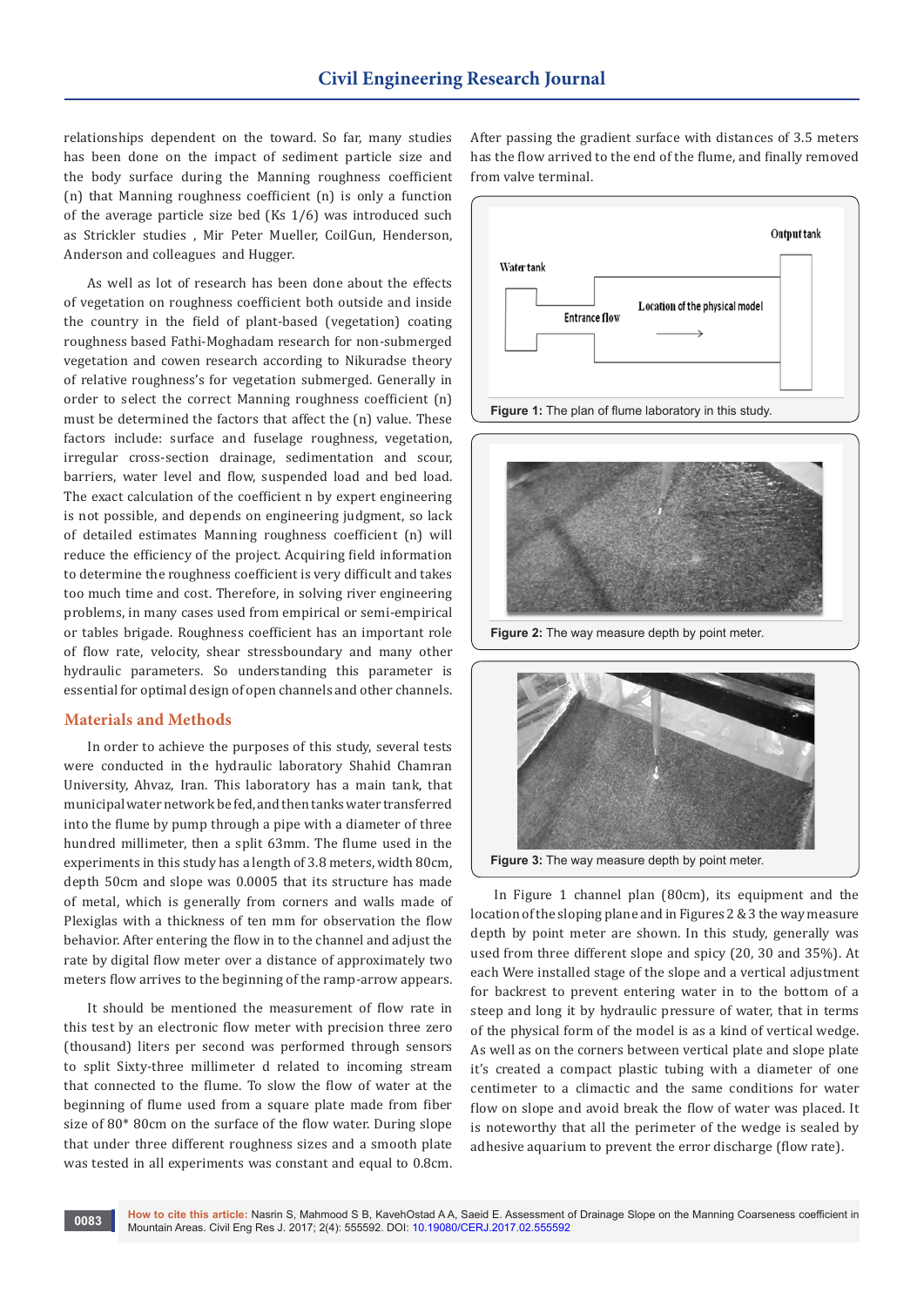relationships dependent on the toward. So far, many studies has been done on the impact of sediment particle size and the body surface during the Manning roughness coefficient (n) that Manning roughness coefficient (n) is only a function of the average particle size bed (Ks 1/6) was introduced such as Strickler studies , Mir Peter Mueller, CoilGun, Henderson, Anderson and colleagues and Hugger.

As well as lot of research has been done about the effects of vegetation on roughness coefficient both outside and inside the country in the field of plant-based (vegetation) coating roughness based Fathi-Moghadam research for non-submerged vegetation and cowen research according to Nikuradse theory of relative roughness's for vegetation submerged. Generally in order to select the correct Manning roughness coefficient (n) must be determined the factors that affect the (n) value. These factors include: surface and fuselage roughness, vegetation, irregular cross-section drainage, sedimentation and scour, barriers, water level and flow, suspended load and bed load. The exact calculation of the coefficient n by expert engineering is not possible, and depends on engineering judgment, so lack of detailed estimates Manning roughness coefficient (n) will reduce the efficiency of the project. Acquiring field information to determine the roughness coefficient is very difficult and takes too much time and cost. Therefore, in solving river engineering problems, in many cases used from empirical or semi-empirical or tables brigade. Roughness coefficient has an important role of flow rate, velocity, shear stressboundary and many other hydraulic parameters. So understanding this parameter is essential for optimal design of open channels and other channels.

## Materials and Methods

In order to achieve the purposes of this study, several tests were conducted in the hydraulic laboratory Shahid Chamran University, Ahvaz, Iran. This laboratory has a main tank, that municipal water network be fed, and then tanks water transferred into the flume by pump through a pipe with a diameter of three hundred millimeter, then a split 63mm. The flume used in the experiments in this study has a length of 3.8 meters, width 80cm, depth 50cm and slope was 0.0005 that its structure has made of metal, which is generally from corners and walls made of Plexiglas with a thickness of ten mm for observation the flow behavior. After entering the flow in to the channel and adjust the rate by digital flow meter over a distance of approximately two meters flow arrives to the beginning of the ramp-arrow appears.

It should be mentioned the measurement of flow rate in this test by an electronic flow meter with precision three zero (thousand) liters per second was performed through sensors to split Sixty-three millimeter d related to incoming stream that connected to the flume. To slow the flow of water at the beginning of flume used from a square plate made from fiber size of 80* 80cm on the surface of the flow water. During slope that under three different roughness sizes and a smooth plate was tested in all experiments was constant and equal to 0.8cm. After passing the gradient surface with distances of 3.5 meters has the flow arrived to the end of the flume, and finally removed from valve terminal.

Water tank

Entrance flow

Location of the physical model

Output tank

**Figure 1:** The plan of flume laboratory in this study.

**Figure 2:** The way measure depth by point meter.

**Figure 3:** The way measure depth by point meter.

In Figure 1 channel plan (80cm), its equipment and the location of the sloping plane and in Figures 2 & 3 the way measure depth by point meter are shown. In this study, generally was used from three different slope and spicy (20, 30 and 35%). At each Were installed stage of the slope and a vertical adjustment for backrest to prevent entering water in to the bottom of a steep and long it by hydraulic pressure of water, that in terms of the physical form of the model is as a kind of vertical wedge. As well as on the corners between vertical plate and slope plate it's created a compact plastic tubing with a diameter of one centimeter to a climactic and the same conditions for water flow on slope and avoid break the flow of water was placed. It is noteworthy that all the perimeter of the wedge is sealed by adhesive aquarium to prevent the error discharge (flow rate).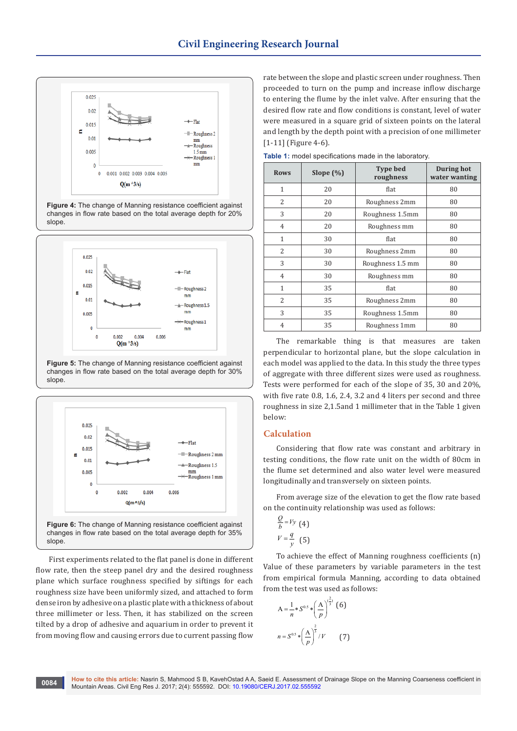Figure 4: The change of Manning resistance coefficient against changes in flow rate based on the total average depth for 20% slope.

Figure 5: The change of Manning resistance coefficient against changes in flow rate based on the total average depth for 30% slope.

Figure 6: The change of Manning resistance coefficient against changes in flow rate based on the total average depth for 35% slope.

First experiments related to the flat panel is done in different flow rate, then the steep panel dry and the desired roughness plane which surface roughness specified by siftings for each roughness size have been uniformly sized, and attached to form dense iron by adhesive on a plastic plate with a thickness of about three millimeter or less. Then, it has stabilized on the screen tilted by a drop of adhesive and aquarium in order to prevent it from moving flow and causing errors due to current passing flow rate between the slope and plastic screen under roughness. Then proceeded to turn on the pump and increase inflow discharge to entering the flume by the inlet valve. After ensuring that the desired flow rate and flow conditions is constant, level of water were measured in a square grid of sixteen points on the lateral and length by the depth point with a precision of one millimeter [1-11] (Figure 4-6).

**Table 1:** model specifications made in the laboratory.

| Rows | Slope (%) | Type bed roughness | During hot water wanting |
|---|---|---|---|
| 1 | 20 | flat | 80 |
| 2 | 20 | Roughness 2mm | 80 |
| 3 | 20 | Roughness 1.5mm | 80 |
| 4 | 20 | Roughness mm | 80 |
| 1 | 30 | flat | 80 |
| 2 | 30 | Roughness 2mm | 80 |
| 3 | 30 | Roughness 1.5 mm | 80 |
| 4 | 30 | Roughness mm | 80 |
| 1 | 35 | flat | 80 |
| 2 | 35 | Roughness 2mm | 80 |
| 3 | 35 | Roughness 1.5mm | 80 |
| 4 | 35 | Roughness 1mm | 80 |

The remarkable thing is that measures are taken perpendicular to horizontal plane, but the slope calculation in each model was applied to the data. In this study the three types of aggregate with three different sizes were used as roughness. Tests were performed for each of the slope of 35, 30 and 20%, with five rate 0.8, 1.6, 2.4, 3.2 and 4 liters per second and three roughness in size 2,1.5and 1 millimeter that in the Table 1 given below:

## Calculation

Considering that flow rate was constant and arbitrary in testing conditions, the flow rate unit on the width of 80cm in the flume set determined and also water level were measured longitudinally and transversely on sixteen points.

From average size of the elevation to get the flow rate based on the continuity relationship was used as follows:

$$\frac{Q}{b} = Vy \quad (4)$$

$$V = \frac{q}{y} \quad (5)$$

To achieve the effect of Manning roughness coefficients (n) Value of these parameters by variable parameters in the test from empirical formula Manning, according to data obtained from the test was used as follows:

$$A = \frac{1}{n} * S^{0.5} * \left(\frac{A}{p}\right)^{\left(\frac{2}{3}\right)} \quad (6)$$

$$n = S^{0.5} * \left(\frac{A}{p}\right)^{\frac{2}{3}} / V \quad (7)$$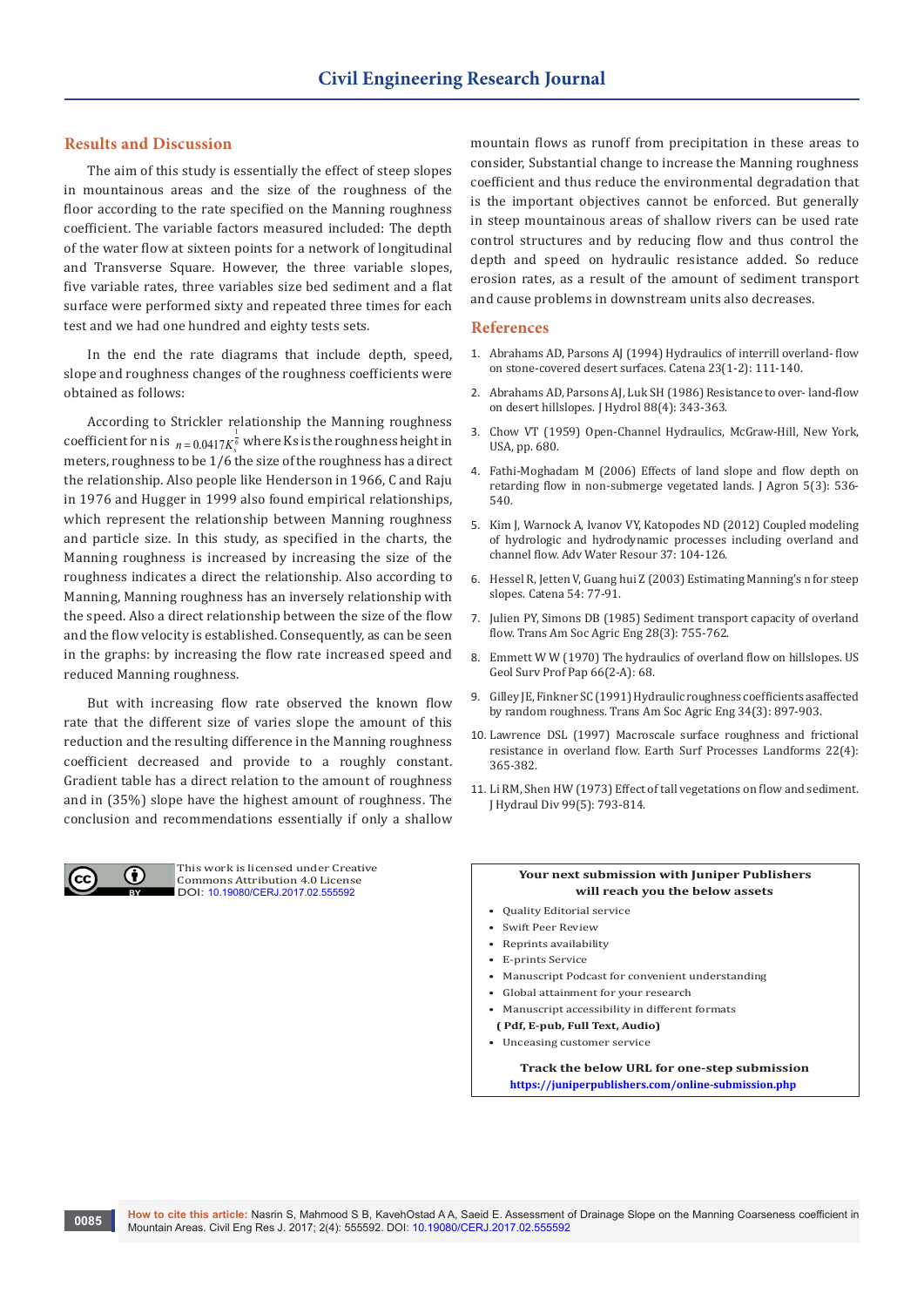## Results and Discussion

The aim of this study is essentially the effect of steep slopes in mountainous areas and the size of the roughness of the floor according to the rate specified on the Manning roughness coefficient. The variable factors measured included: The depth of the water flow at sixteen points for a network of longitudinal and Transverse Square. However, the three variable slopes, five variable rates, three variables size bed sediment and a flat surface were performed sixty and repeated three times for each test and we had one hundred and eighty tests sets.

In the end the rate diagrams that include depth, speed, slope and roughness changes of the roughness coefficients were obtained as follows:

According to Strickler relationship the Manning roughness coefficient for n is $n = 0.0417 K_s^{\frac{1}{6}}$ where Ks is the roughness height in meters, roughness to be 1/6 the size of the roughness has a direct the relationship. Also people like Henderson in 1966, C and Raju in 1976 and Hugger in 1999 also found empirical relationships, which represent the relationship between Manning roughness and particle size. In this study, as specified in the charts, the Manning roughness is increased by increasing the size of the roughness indicates a direct the relationship. Also according to Manning, Manning roughness has an inversely relationship with the speed. Also a direct relationship between the size of the flow and the flow velocity is established. Consequently, as can be seen in the graphs: by increasing the flow rate increased speed and reduced Manning roughness.

But with increasing flow rate observed the known flow rate that the different size of varies slope the amount of this reduction and the resulting difference in the Manning roughness coefficient decreased and provide to a roughly constant. Gradient table has a direct relation to the amount of roughness and in (35%) slope have the highest amount of roughness. The conclusion and recommendations essentially if only a shallow mountain flows as runoff from precipitation in these areas to consider, Substantial change to increase the Manning roughness coefficient and thus reduce the environmental degradation that is the important objectives cannot be enforced. But generally in steep mountainous areas of shallow rivers can be used rate control structures and by reducing flow and thus control the depth and speed on hydraulic resistance added. So reduce erosion rates, as a result of the amount of sediment transport and cause problems in downstream units also decreases.

## References

1. Abrahams AD, Parsons AJ (1994) Hydraulics of interrill overland- flow on stone-covered desert surfaces. Catena 23(1-2): 111-140.
2. Abrahams AD, Parsons AJ, Luk SH (1986) Resistance to over- land-flow on desert hillslopes. J Hydrol 88(4): 343-363.
3. Chow VT (1959) Open-Channel Hydraulics, McGraw-Hill, New York, USA, pp. 680.
4. Fathi-Moghadam M (2006) Effects of land slope and flow depth on retarding flow in non-submerge vegetated lands. J Agron 5(3): 536-540.
5. Kim J, Warnock A, Ivanov VY, Katopodes ND (2012) Coupled modeling of hydrologic and hydrodynamic processes including overland and channel flow. Adv Water Resour 37: 104-126.
6. Hessel R, Jetten V, Guang hui Z (2003) Estimating Manning's n for steep slopes. Catena 54: 77-91.
7. Julien PY, Simons DB (1985) Sediment transport capacity of overland flow. Trans Am Soc Agric Eng 28(3): 755-762.
8. Emmett W W (1970) The hydraulics of overland flow on hillslopes. US Geol Surv Prof Pap 66(2-A): 68.
9. Gilley JE, Finkner SC (1991) Hydraulic roughness coefficients as affected by random roughness. Trans Am Soc Agric Eng 34(3): 897-903.
10. Lawrence DSL (1997) Macroscale surface roughness and frictional resistance in overland flow. Earth Surf Processes Landforms 22(4): 365-382.
11. Li RM, Shen HW (1973) Effect of tall vegetations on flow and sediment. J Hydraul Div 99(5): 793-814.

This work is licensed under Creative Commons Attribution 4.0 License
DOI: 10.19080/CERJ.2017.02.555592

**Your next submission with Juniper Publishers will reach you the below assets**

- Quality Editorial service
- Swift Peer Review
- Reprints availability
- E-prints Service
- Manuscript Podcast for convenient understanding
- Global attainment for your research
- Manuscript accessibility in different formats
  **( Pdf, E-pub, Full Text, Audio)**
- Unceasing customer service

**Track the below URL for one-step submission**
https://juniperpublishers.com/online-submission.php

**How to cite this article:** Nasrin S, Mahmood S B, KavehOstad A A, Saeid E. Assessment of Drainage Slope on the Manning Coarseness coefficient in Mountain Areas. Civil Eng Res J. 2017; 2(4): 555592. DOI: 10.19080/CERJ.2017.02.555592